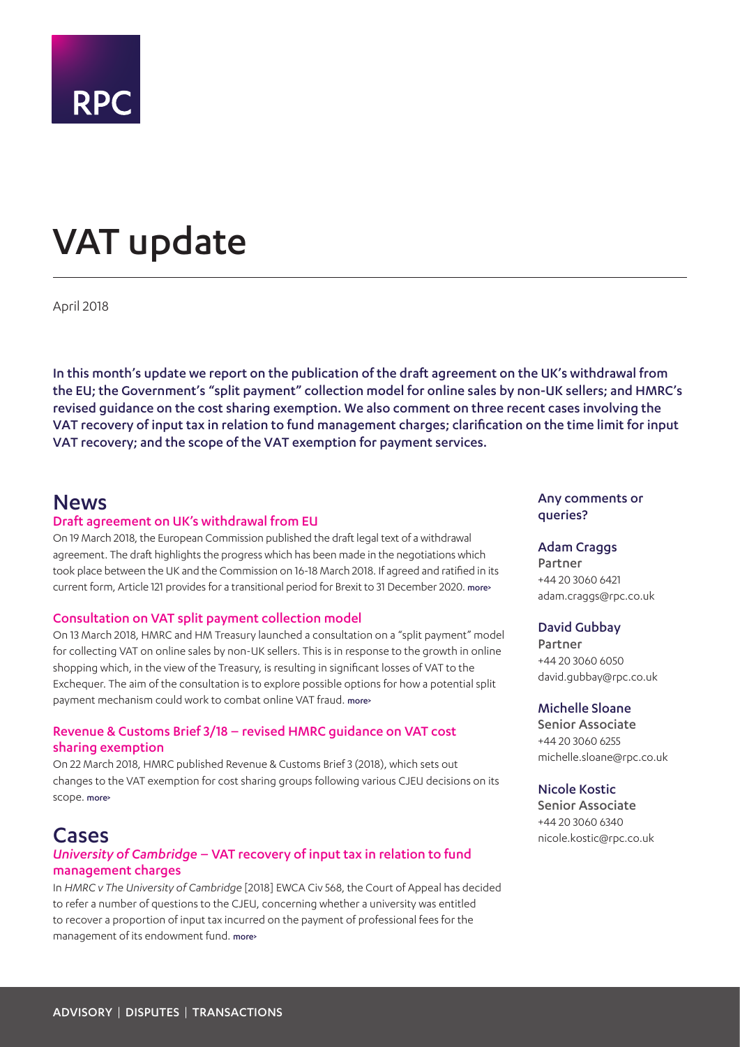RPC

# VAT update

April 2018

**In this month's update we report on the publication of the draft agreement on the UK's withdrawal from the EU; the Government's "split payment" collection model for online sales by non-UK sellers; and HMRC's revised guidance on the cost sharing exemption. We also comment on three recent cases involving the VAT recovery of input tax in relation to fund management charges; clarification on the time limit for input VAT recovery; and the scope of the VAT exemption for payment services.**

## News

### Draft agreement on UK's withdrawal from EU

On 19 March 2018, the European Commission published the draft legal text of a withdrawal agreement. The draft highlights the progress which has been made in the negotiations which took place between the UK and the Commission on 16-18 March 2018. If agreed and ratified in its current form, Article 121 provides for a transitional period for Brexit to 31 December 2020. more›

### Consultation on VAT split payment collection model

On 13 March 2018, HMRC and HM Treasury launched a consultation on a "split payment" model for collecting VAT on online sales by non-UK sellers. This is in response to the growth in online shopping which, in the view of the Treasury, is resulting in significant losses of VAT to the Exchequer. The aim of the consultation is to explore possible options for how a potential split payment mechanism could work to combat online VAT fraud. more›

### Revenue & Customs Brief 3/18 – revised HMRC guidance on VAT cost sharing exemption

On 22 March 2018, HMRC published Revenue & Customs Brief 3 (2018), which sets out changes to the VAT exemption for cost sharing groups following various CJEU decisions on its scope. more›

## Cases

### *University of Cambridge* – VAT recovery of input tax in relation to fund management charges

In *HMRC v The University of Cambridge* [2018] EWCA Civ 568, the Court of Appeal has decided to refer a number of questions to the CJEU, concerning whether a university was entitled to recover a proportion of input tax incurred on the payment of professional fees for the management of its endowment fund. more›

**Any comments or queries?**

**Adam Craggs**
Partner
+44 20 3060 6421
adam.craggs@rpc.co.uk

**David Gubbay**
Partner
+44 20 3060 6050
david.gubbay@rpc.co.uk

**Michelle Sloane**
Senior Associate
+44 20 3060 6255
michelle.sloane@rpc.co.uk

**Nicole Kostic**
Senior Associate
+44 20 3060 6340
nicole.kostic@rpc.co.uk

ADVISORY | DISPUTES | TRANSACTIONS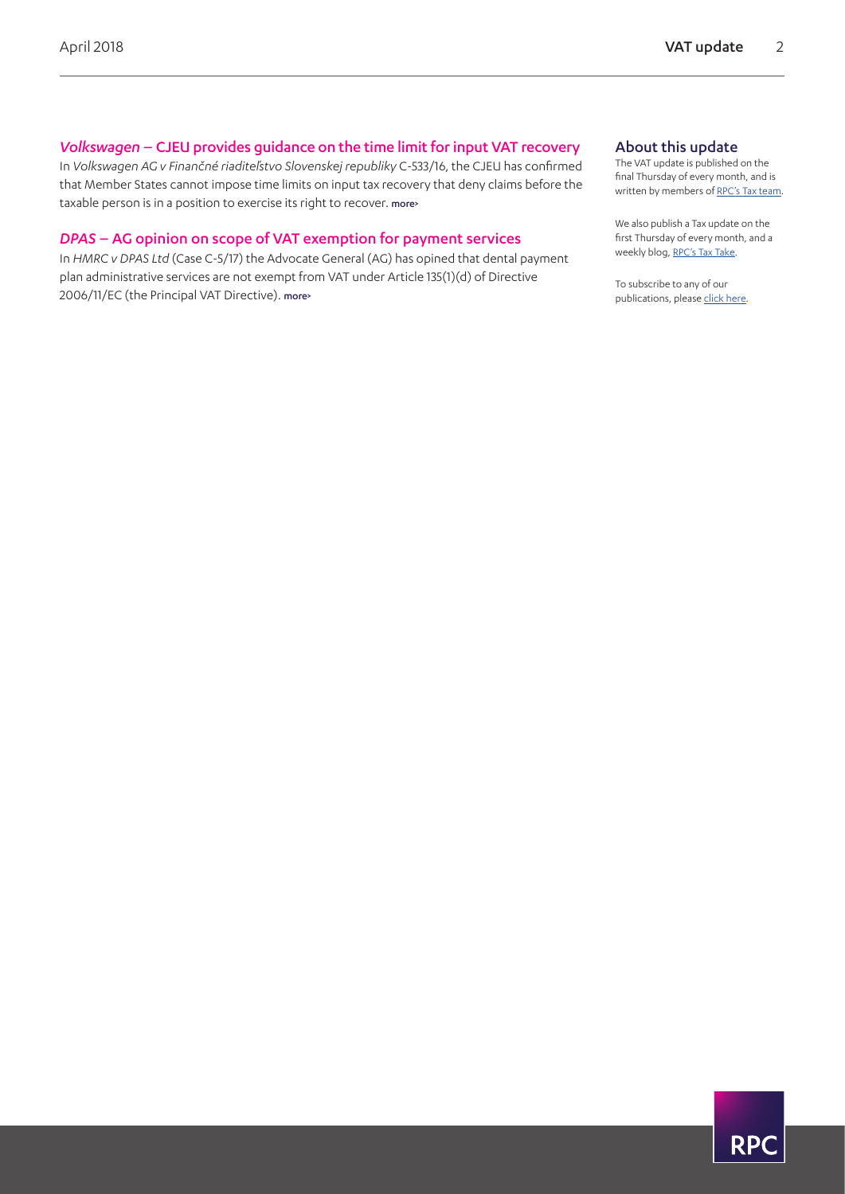## *Volkswagen* – CJEU provides guidance on the time limit for input VAT recovery

In *Volkswagen AG v Finančné riaditeľstvo Slovenskej republiky* C-533/16, the CJEU has confirmed that Member States cannot impose time limits on input tax recovery that deny claims before the taxable person is in a position to exercise its right to recover. more>

## *DPAS* – AG opinion on scope of VAT exemption for payment services

In *HMRC v DPAS Ltd* (Case C-5/17) the Advocate General (AG) has opined that dental payment plan administrative services are not exempt from VAT under Article 135(1)(d) of Directive 2006/11/EC (the Principal VAT Directive). more>

## About this update

The VAT update is published on the final Thursday of every month, and is written by members of RPC's Tax team.

We also publish a Tax update on the first Thursday of every month, and a weekly blog, RPC's Tax Take.

To subscribe to any of our publications, please click here.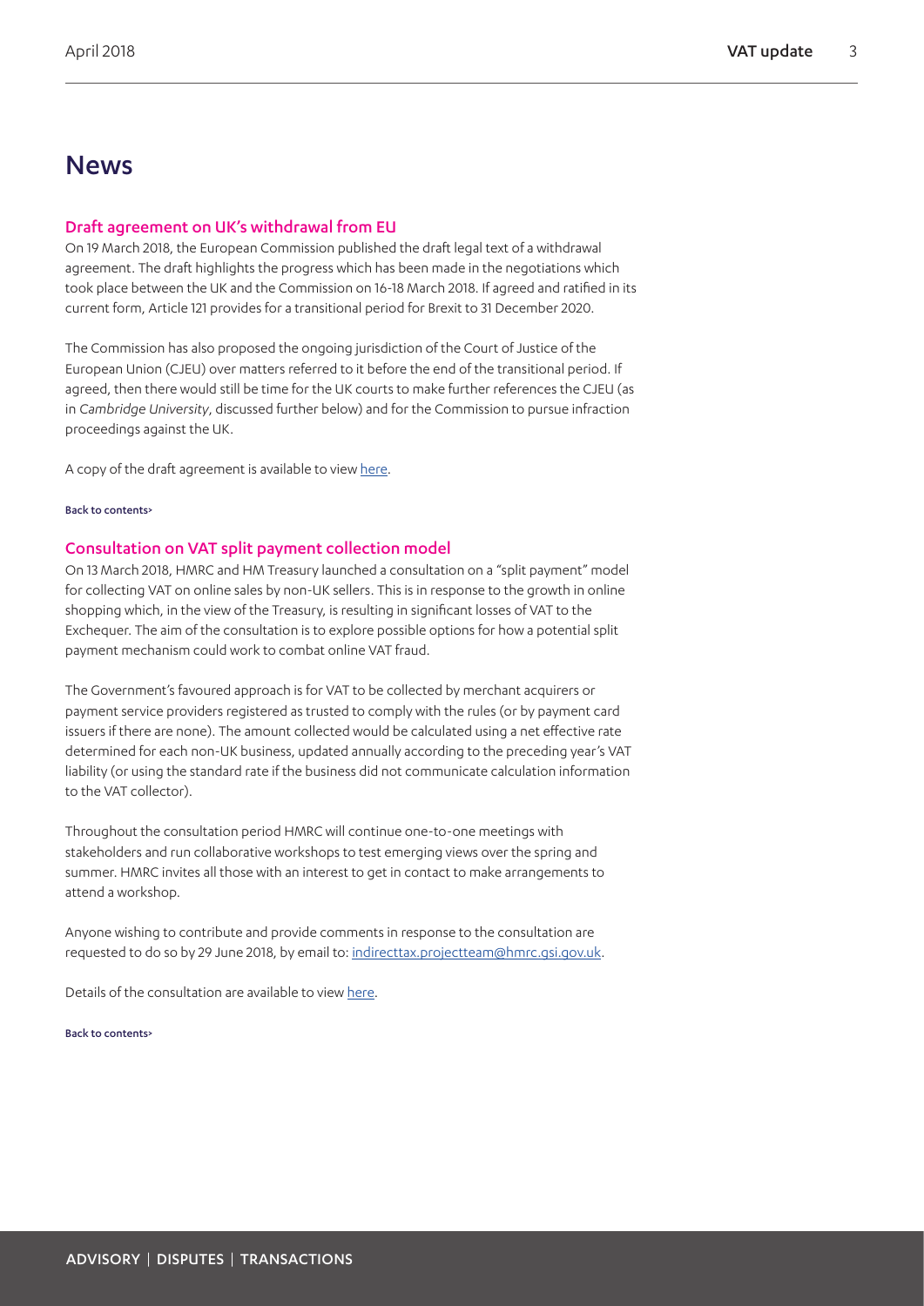# News

## Draft agreement on UK's withdrawal from EU

On 19 March 2018, the European Commission published the draft legal text of a withdrawal agreement. The draft highlights the progress which has been made in the negotiations which took place between the UK and the Commission on 16-18 March 2018. If agreed and ratified in its current form, Article 121 provides for a transitional period for Brexit to 31 December 2020.

The Commission has also proposed the ongoing jurisdiction of the Court of Justice of the European Union (CJEU) over matters referred to it before the end of the transitional period. If agreed, then there would still be time for the UK courts to make further references the CJEU (as in *Cambridge University*, discussed further below) and for the Commission to pursue infraction proceedings against the UK.

A copy of the draft agreement is available to view here.

Back to contents>

## Consultation on VAT split payment collection model

On 13 March 2018, HMRC and HM Treasury launched a consultation on a "split payment" model for collecting VAT on online sales by non-UK sellers. This is in response to the growth in online shopping which, in the view of the Treasury, is resulting in significant losses of VAT to the Exchequer. The aim of the consultation is to explore possible options for how a potential split payment mechanism could work to combat online VAT fraud.

The Government's favoured approach is for VAT to be collected by merchant acquirers or payment service providers registered as trusted to comply with the rules (or by payment card issuers if there are none). The amount collected would be calculated using a net effective rate determined for each non-UK business, updated annually according to the preceding year's VAT liability (or using the standard rate if the business did not communicate calculation information to the VAT collector).

Throughout the consultation period HMRC will continue one-to-one meetings with stakeholders and run collaborative workshops to test emerging views over the spring and summer. HMRC invites all those with an interest to get in contact to make arrangements to attend a workshop.

Anyone wishing to contribute and provide comments in response to the consultation are requested to do so by 29 June 2018, by email to: indirecttax.projectteam@hmrc.gsi.gov.uk.

Details of the consultation are available to view here.

Back to contents>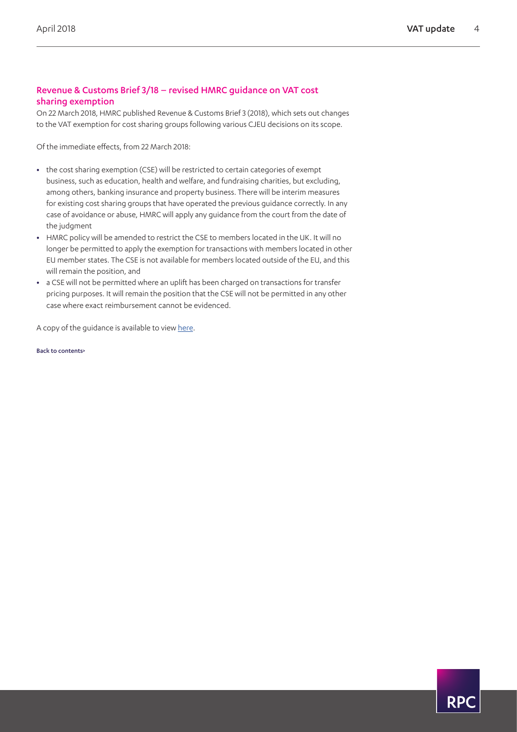## Revenue & Customs Brief 3/18 – revised HMRC guidance on VAT cost sharing exemption

On 22 March 2018, HMRC published Revenue & Customs Brief 3 (2018), which sets out changes to the VAT exemption for cost sharing groups following various CJEU decisions on its scope.

Of the immediate effects, from 22 March 2018:

- the cost sharing exemption (CSE) will be restricted to certain categories of exempt business, such as education, health and welfare, and fundraising charities, but excluding, among others, banking insurance and property business. There will be interim measures for existing cost sharing groups that have operated the previous guidance correctly. In any case of avoidance or abuse, HMRC will apply any guidance from the court from the date of the judgment
- HMRC policy will be amended to restrict the CSE to members located in the UK. It will no longer be permitted to apply the exemption for transactions with members located in other EU member states. The CSE is not available for members located outside of the EU, and this will remain the position, and
- a CSE will not be permitted where an uplift has been charged on transactions for transfer pricing purposes. It will remain the position that the CSE will not be permitted in any other case where exact reimbursement cannot be evidenced.

A copy of the guidance is available to view here.

Back to contents>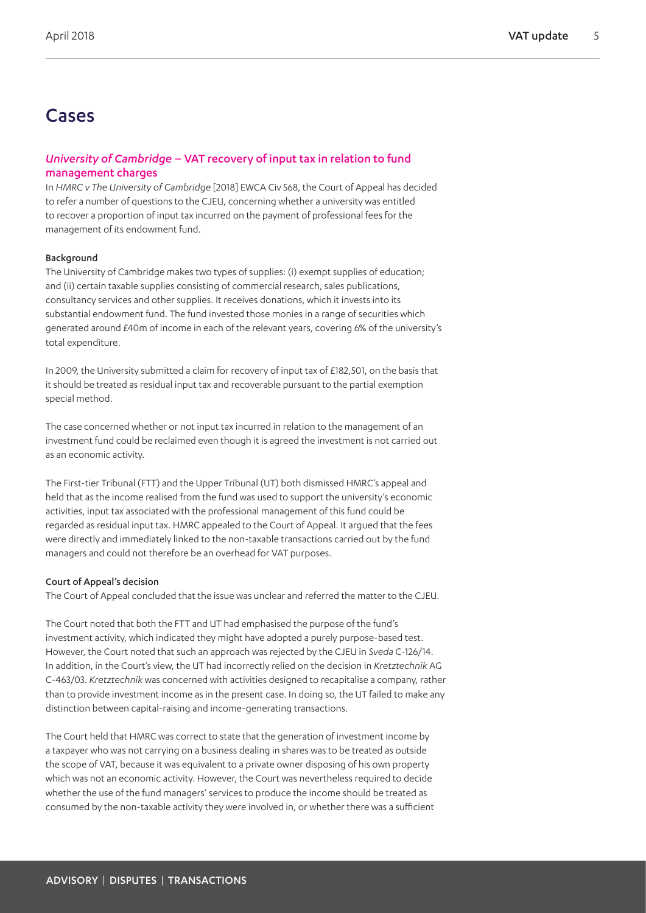# Cases

## *University of Cambridge* – VAT recovery of input tax in relation to fund management charges

In *HMRC v The University of Cambridge* [2018] EWCA Civ 568, the Court of Appeal has decided to refer a number of questions to the CJEU, concerning whether a university was entitled to recover a proportion of input tax incurred on the payment of professional fees for the management of its endowment fund.

### Background

The University of Cambridge makes two types of supplies: (i) exempt supplies of education; and (ii) certain taxable supplies consisting of commercial research, sales publications, consultancy services and other supplies. It receives donations, which it invests into its substantial endowment fund. The fund invested those monies in a range of securities which generated around £40m of income in each of the relevant years, covering 6% of the university's total expenditure.

In 2009, the University submitted a claim for recovery of input tax of £182,501, on the basis that it should be treated as residual input tax and recoverable pursuant to the partial exemption special method.

The case concerned whether or not input tax incurred in relation to the management of an investment fund could be reclaimed even though it is agreed the investment is not carried out as an economic activity.

The First-tier Tribunal (FTT) and the Upper Tribunal (UT) both dismissed HMRC's appeal and held that as the income realised from the fund was used to support the university's economic activities, input tax associated with the professional management of this fund could be regarded as residual input tax. HMRC appealed to the Court of Appeal. It argued that the fees were directly and immediately linked to the non-taxable transactions carried out by the fund managers and could not therefore be an overhead for VAT purposes.

### Court of Appeal's decision

The Court of Appeal concluded that the issue was unclear and referred the matter to the CJEU.

The Court noted that both the FTT and UT had emphasised the purpose of the fund's investment activity, which indicated they might have adopted a purely purpose-based test. However, the Court noted that such an approach was rejected by the CJEU in *Sveda* C-126/14. In addition, in the Court's view, the UT had incorrectly relied on the decision in *Kretztechnik* AG C-463/03. *Kretztechnik* was concerned with activities designed to recapitalise a company, rather than to provide investment income as in the present case. In doing so, the UT failed to make any distinction between capital-raising and income-generating transactions.

The Court held that HMRC was correct to state that the generation of investment income by a taxpayer who was not carrying on a business dealing in shares was to be treated as outside the scope of VAT, because it was equivalent to a private owner disposing of his own property which was not an economic activity. However, the Court was nevertheless required to decide whether the use of the fund managers' services to produce the income should be treated as consumed by the non-taxable activity they were involved in, or whether there was a sufficient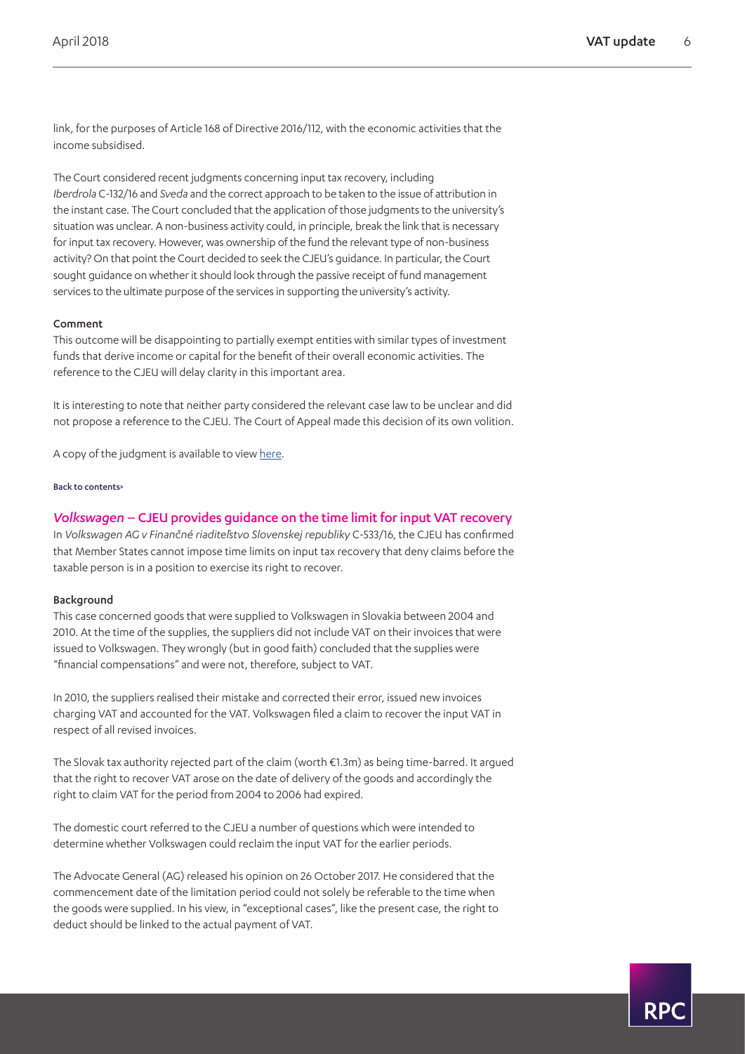link, for the purposes of Article 168 of Directive 2016/112, with the economic activities that the income subsidised.

The Court considered recent judgments concerning input tax recovery, including *Iberdrola* C-132/16 and *Sveda* and the correct approach to be taken to the issue of attribution in the instant case. The Court concluded that the application of those judgments to the university's situation was unclear. A non-business activity could, in principle, break the link that is necessary for input tax recovery. However, was ownership of the fund the relevant type of non-business activity? On that point the Court decided to seek the CJEU's guidance. In particular, the Court sought guidance on whether it should look through the passive receipt of fund management services to the ultimate purpose of the services in supporting the university's activity.

#### Comment

This outcome will be disappointing to partially exempt entities with similar types of investment funds that derive income or capital for the benefit of their overall economic activities. The reference to the CJEU will delay clarity in this important area.

It is interesting to note that neither party considered the relevant case law to be unclear and did not propose a reference to the CJEU. The Court of Appeal made this decision of its own volition.

A copy of the judgment is available to view [here](#).

[Back to contents>](#)

## *Volkswagen* – CJEU provides guidance on the time limit for input VAT recovery

In *Volkswagen AG v Finančné riaditeľstvo Slovenskej republiky* C-533/16, the CJEU has confirmed that Member States cannot impose time limits on input tax recovery that deny claims before the taxable person is in a position to exercise its right to recover.

#### Background

This case concerned goods that were supplied to Volkswagen in Slovakia between 2004 and 2010. At the time of the supplies, the suppliers did not include VAT on their invoices that were issued to Volkswagen. They wrongly (but in good faith) concluded that the supplies were "financial compensations" and were not, therefore, subject to VAT.

In 2010, the suppliers realised their mistake and corrected their error, issued new invoices charging VAT and accounted for the VAT. Volkswagen filed a claim to recover the input VAT in respect of all revised invoices.

The Slovak tax authority rejected part of the claim (worth €1.3m) as being time-barred. It argued that the right to recover VAT arose on the date of delivery of the goods and accordingly the right to claim VAT for the period from 2004 to 2006 had expired.

The domestic court referred to the CJEU a number of questions which were intended to determine whether Volkswagen could reclaim the input VAT for the earlier periods.

The Advocate General (AG) released his opinion on 26 October 2017. He considered that the commencement date of the limitation period could not solely be referable to the time when the goods were supplied. In his view, in "exceptional cases", like the present case, the right to deduct should be linked to the actual payment of VAT.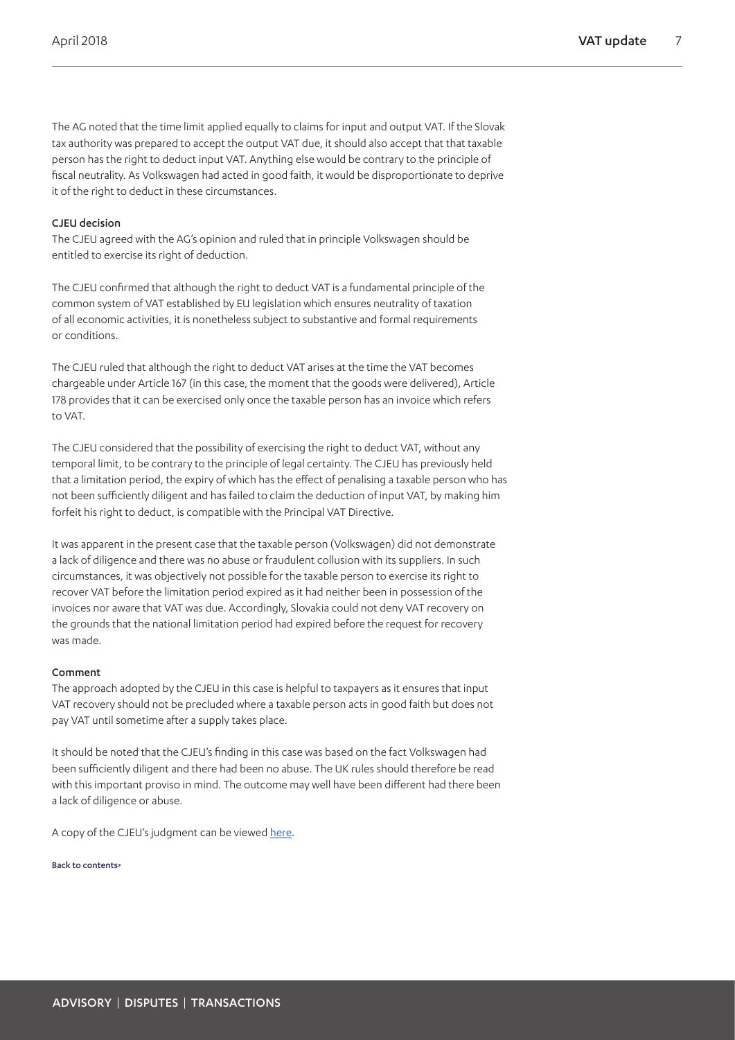The AG noted that the time limit applied equally to claims for input and output VAT. If the Slovak tax authority was prepared to accept the output VAT due, it should also accept that that taxable person has the right to deduct input VAT. Anything else would be contrary to the principle of fiscal neutrality. As Volkswagen had acted in good faith, it would be disproportionate to deprive it of the right to deduct in these circumstances.

### CJEU decision

The CJEU agreed with the AG's opinion and ruled that in principle Volkswagen should be entitled to exercise its right of deduction.

The CJEU confirmed that although the right to deduct VAT is a fundamental principle of the common system of VAT established by EU legislation which ensures neutrality of taxation of all economic activities, it is nonetheless subject to substantive and formal requirements or conditions.

The CJEU ruled that although the right to deduct VAT arises at the time the VAT becomes chargeable under Article 167 (in this case, the moment that the goods were delivered), Article 178 provides that it can be exercised only once the taxable person has an invoice which refers to VAT.

The CJEU considered that the possibility of exercising the right to deduct VAT, without any temporal limit, to be contrary to the principle of legal certainty. The CJEU has previously held that a limitation period, the expiry of which has the effect of penalising a taxable person who has not been sufficiently diligent and has failed to claim the deduction of input VAT, by making him forfeit his right to deduct, is compatible with the Principal VAT Directive.

It was apparent in the present case that the taxable person (Volkswagen) did not demonstrate a lack of diligence and there was no abuse or fraudulent collusion with its suppliers. In such circumstances, it was objectively not possible for the taxable person to exercise its right to recover VAT before the limitation period expired as it had neither been in possession of the invoices nor aware that VAT was due. Accordingly, Slovakia could not deny VAT recovery on the grounds that the national limitation period had expired before the request for recovery was made.

### Comment

The approach adopted by the CJEU in this case is helpful to taxpayers as it ensures that input VAT recovery should not be precluded where a taxable person acts in good faith but does not pay VAT until sometime after a supply takes place.

It should be noted that the CJEU's finding in this case was based on the fact Volkswagen had been sufficiently diligent and there had been no abuse. The UK rules should therefore be read with this important proviso in mind. The outcome may well have been different had there been a lack of diligence or abuse.

A copy of the CJEU's judgment can be viewed here.

Back to contents>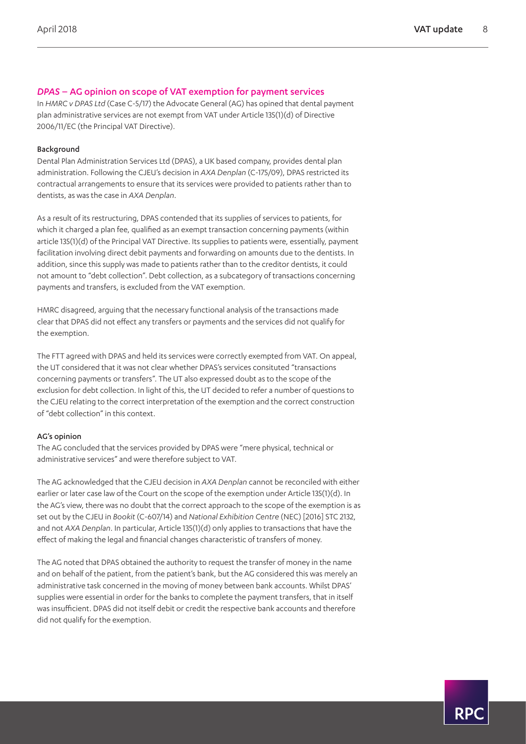## *DPAS* – AG opinion on scope of VAT exemption for payment services

In *HMRC v DPAS Ltd* (Case C-5/17) the Advocate General (AG) has opined that dental payment plan administrative services are not exempt from VAT under Article 135(1)(d) of Directive 2006/11/EC (the Principal VAT Directive).

### Background

Dental Plan Administration Services Ltd (DPAS), a UK based company, provides dental plan administration. Following the CJEU's decision in *AXA Denplan* (C-175/09), DPAS restricted its contractual arrangements to ensure that its services were provided to patients rather than to dentists, as was the case in *AXA Denplan*.

As a result of its restructuring, DPAS contended that its supplies of services to patients, for which it charged a plan fee, qualified as an exempt transaction concerning payments (within article 135(1)(d) of the Principal VAT Directive. Its supplies to patients were, essentially, payment facilitation involving direct debit payments and forwarding on amounts due to the dentists. In addition, since this supply was made to patients rather than to the creditor dentists, it could not amount to "debt collection". Debt collection, as a subcategory of transactions concerning payments and transfers, is excluded from the VAT exemption.

HMRC disagreed, arguing that the necessary functional analysis of the transactions made clear that DPAS did not effect any transfers or payments and the services did not qualify for the exemption.

The FTT agreed with DPAS and held its services were correctly exempted from VAT. On appeal, the UT considered that it was not clear whether DPAS's services consituted "transactions concerning payments or transfers". The UT also expressed doubt as to the scope of the exclusion for debt collection. In light of this, the UT decided to refer a number of questions to the CJEU relating to the correct interpretation of the exemption and the correct construction of "debt collection" in this context.

### AG's opinion

The AG concluded that the services provided by DPAS were "mere physical, technical or administrative services" and were therefore subject to VAT.

The AG acknowledged that the CJEU decision in *AXA Denplan* cannot be reconciled with either earlier or later case law of the Court on the scope of the exemption under Article 135(1)(d). In the AG's view, there was no doubt that the correct approach to the scope of the exemption is as set out by the CJEU in *Bookit* (C-607/14) and *National Exhibition Centre* (NEC) [2016] STC 2132, and not *AXA Denplan*. In particular, Article 135(1)(d) only applies to transactions that have the effect of making the legal and financial changes characteristic of transfers of money.

The AG noted that DPAS obtained the authority to request the transfer of money in the name and on behalf of the patient, from the patient's bank, but the AG considered this was merely an administrative task concerned in the moving of money between bank accounts. Whilst DPAS' supplies were essential in order for the banks to complete the payment transfers, that in itself was insufficient. DPAS did not itself debit or credit the respective bank accounts and therefore did not qualify for the exemption.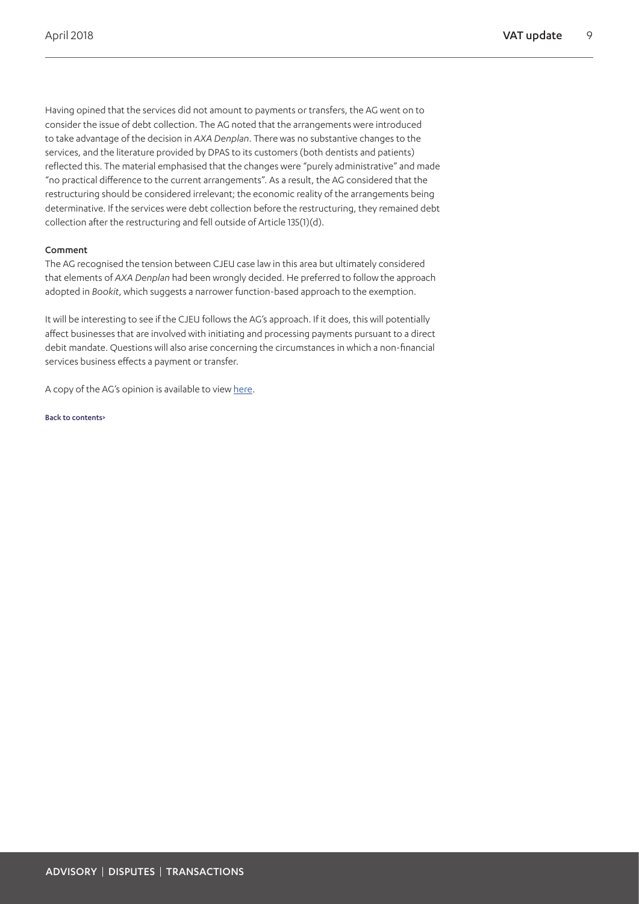Having opined that the services did not amount to payments or transfers, the AG went on to consider the issue of debt collection. The AG noted that the arrangements were introduced to take advantage of the decision in *AXA Denplan*. There was no substantive changes to the services, and the literature provided by DPAS to its customers (both dentists and patients) reflected this. The material emphasised that the changes were "purely administrative" and made "no practical difference to the current arrangements". As a result, the AG considered that the restructuring should be considered irrelevant; the economic reality of the arrangements being determinative. If the services were debt collection before the restructuring, they remained debt collection after the restructuring and fell outside of Article 135(1)(d).

#### Comment

The AG recognised the tension between CJEU case law in this area but ultimately considered that elements of *AXA Denplan* had been wrongly decided. He preferred to follow the approach adopted in *Bookit*, which suggests a narrower function-based approach to the exemption.

It will be interesting to see if the CJEU follows the AG's approach. If it does, this will potentially affect businesses that are involved with initiating and processing payments pursuant to a direct debit mandate. Questions will also arise concerning the circumstances in which a non-financial services business effects a payment or transfer.

A copy of the AG's opinion is available to view here.

Back to contents>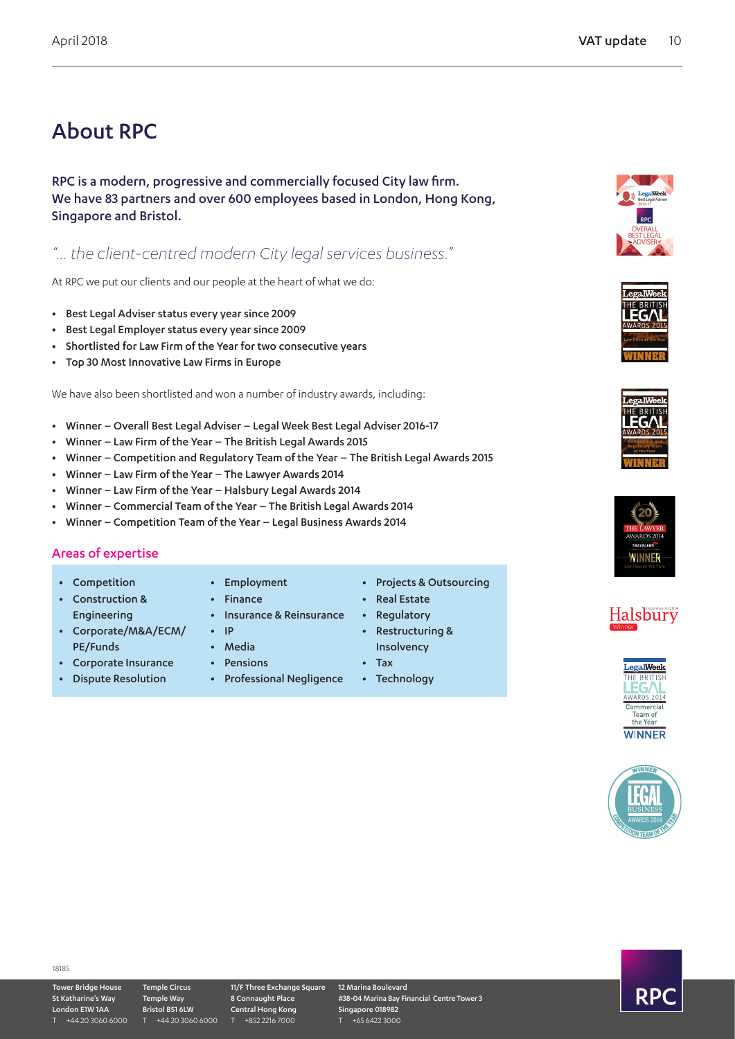# About RPC

**RPC is a modern, progressive and commercially focused City law firm. We have 83 partners and over 600 employees based in London, Hong Kong, Singapore and Bristol.**

*"... the client-centred modern City legal services business."*

At RPC we put our clients and our people at the heart of what we do:

- Best Legal Adviser status every year since 2009
- Best Legal Employer status every year since 2009
- Shortlisted for Law Firm of the Year for two consecutive years
- Top 30 Most Innovative Law Firms in Europe

We have also been shortlisted and won a number of industry awards, including:

- Winner – Overall Best Legal Adviser – Legal Week Best Legal Adviser 2016-17
- Winner – Law Firm of the Year – The British Legal Awards 2015
- Winner – Competition and Regulatory Team of the Year – The British Legal Awards 2015
- Winner – Law Firm of the Year – The Lawyer Awards 2014
- Winner – Law Firm of the Year – Halsbury Legal Awards 2014
- Winner – Commercial Team of the Year – The British Legal Awards 2014
- Winner – Competition Team of the Year – Legal Business Awards 2014

## Areas of expertise

- Competition
- Construction & Engineering
- Corporate/M&A/ECM/PE/Funds
- Corporate Insurance
- Dispute Resolution
- Employment
- Finance
- Insurance & Reinsurance
- IP
- Media
- Pensions
- Professional Negligence
- Projects & Outsourcing
- Real Estate
- Regulatory
- Restructuring & Insolvency
- Tax
- Technology

18185

Tower Bridge House
St Katharine's Way
London E1W 1AA
T +44 20 3060 6000

Temple Circus
Temple Way
Bristol BS1 6LW
T +44 20 3060 6000

11/F Three Exchange Square
8 Connaught Place
Central Hong Kong
T +852 2216 7000

12 Marina Boulevard
#38-04 Marina Bay Financial Centre Tower 3
Singapore 018982
T +65 6422 3000